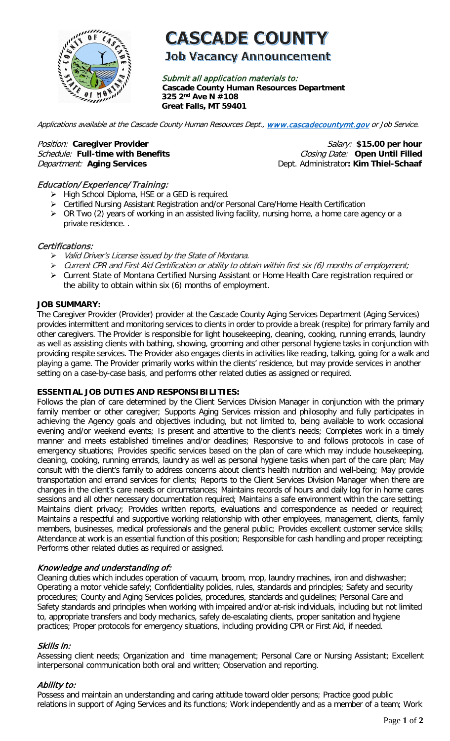# CASCADE COUNTY

## Job Vacancy Announcement

*Submit all application materials to:*
**Cascade County Human Resources Department**
**325 2nd Ave N #108**
**Great Falls, MT 59401**

*Applications available at the Cascade County Human Resources Dept.,* [**www.cascadecountymt.gov**](http://www.cascadecountymt.gov) *or Job Service.*

*Position:* **Caregiver Provider** *Salary:* **$15.00 per hour**
*Schedule:* **Full-time with Benefits** *Closing Date:* **Open Until Filled**
*Department:* **Aging Services** Dept. Administrator**: Kim Thiel-Schaaf**

### *Education/Experience/Training:*

- High School Diploma, HSE or a GED is required.
- Certified Nursing Assistant Registration and/or Personal Care/Home Health Certification
- OR Two (2) years of working in an assisted living facility, nursing home, a home care agency or a private residence. .

### *Certifications:*

- *Valid Driver's License issued by the State of Montana.*
- *Current CPR and First Aid Certification or ability to obtain within first six (6) months of employment;*
- Current State of Montana Certified Nursing Assistant or Home Health Care registration required or the ability to obtain within six (6) months of employment.

### JOB SUMMARY:

The Caregiver Provider (Provider) provider at the Cascade County Aging Services Department (Aging Services) provides intermittent and monitoring services to clients in order to provide a break (respite) for primary family and other caregivers. The Provider is responsible for light housekeeping, cleaning, cooking, running errands, laundry as well as assisting clients with bathing, showing, grooming and other personal hygiene tasks in conjunction with providing respite services. The Provider also engages clients in activities like reading, talking, going for a walk and playing a game. The Provider primarily works within the clients' residence, but may provide services in another setting on a case-by-case basis, and performs other related duties as assigned or required.

### ESSENTIAL JOB DUTIES AND RESPONSIBILITIES:

Follows the plan of care determined by the Client Services Division Manager in conjunction with the primary family member or other caregiver; Supports Aging Services mission and philosophy and fully participates in achieving the Agency goals and objectives including, but not limited to, being available to work occasional evening and/or weekend events; Is present and attentive to the client's needs; Completes work in a timely manner and meets established timelines and/or deadlines; Responsive to and follows protocols in case of emergency situations; Provides specific services based on the plan of care which may include housekeeping, cleaning, cooking, running errands, laundry as well as personal hygiene tasks when part of the care plan; May consult with the client's family to address concerns about client's health nutrition and well-being; May provide transportation and errand services for clients; Reports to the Client Services Division Manager when there are changes in the client's care needs or circumstances; Maintains records of hours and daily log for in home cares sessions and all other necessary documentation required; Maintains a safe environment within the care setting; Maintains client privacy; Provides written reports, evaluations and correspondence as needed or required; Maintains a respectful and supportive working relationship with other employees, management, clients, family members, businesses, medical professionals and the general public; Provides excellent customer service skills; Attendance at work is an essential function of this position; Responsible for cash handling and proper receipting; Performs other related duties as required or assigned.

### *Knowledge and understanding of:*

Cleaning duties which includes operation of vacuum, broom, mop, laundry machines, iron and dishwasher; Operating a motor vehicle safely; Confidentiality policies, rules, standards and principles; Safety and security procedures; County and Aging Services policies, procedures, standards and guidelines; Personal Care and Safety standards and principles when working with impaired and/or at-risk individuals, including but not limited to, appropriate transfers and body mechanics, safely de-escalating clients, proper sanitation and hygiene practices; Proper protocols for emergency situations, including providing CPR or First Aid, if needed.

### *Skills in:*

Assessing client needs; Organization and time management; Personal Care or Nursing Assistant; Excellent interpersonal communication both oral and written; Observation and reporting.

### *Ability to:*

Possess and maintain an understanding and caring attitude toward older persons; Practice good public relations in support of Aging Services and its functions; Work independently and as a member of a team; Work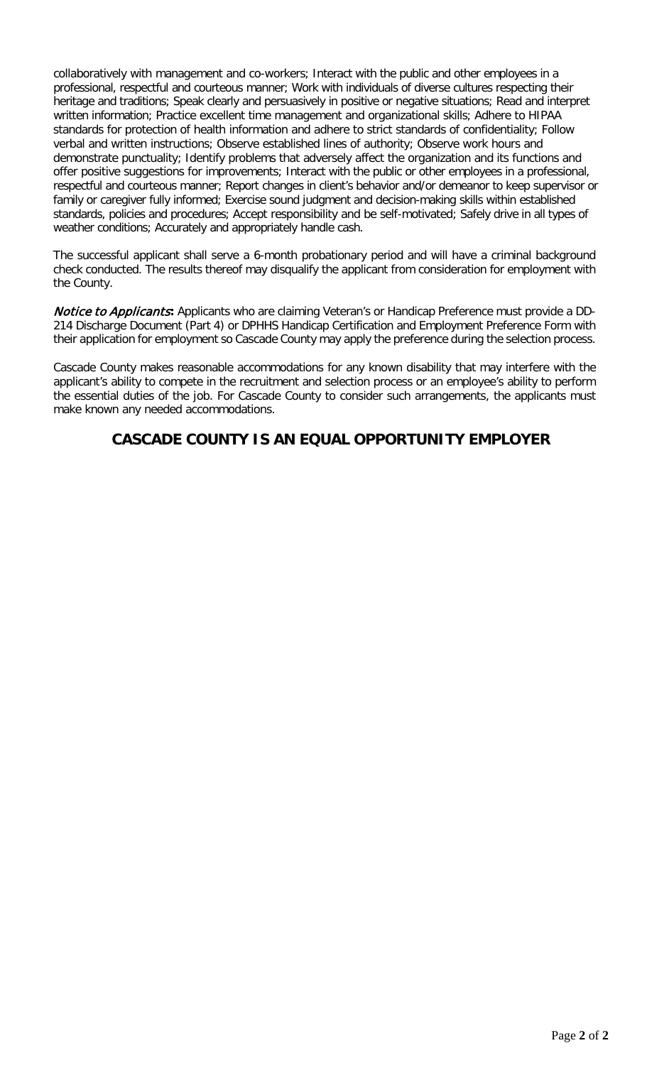collaboratively with management and co-workers; Interact with the public and other employees in a professional, respectful and courteous manner; Work with individuals of diverse cultures respecting their heritage and traditions; Speak clearly and persuasively in positive or negative situations; Read and interpret written information; Practice excellent time management and organizational skills; Adhere to HIPAA standards for protection of health information and adhere to strict standards of confidentiality; Follow verbal and written instructions; Observe established lines of authority; Observe work hours and demonstrate punctuality; Identify problems that adversely affect the organization and its functions and offer positive suggestions for improvements; Interact with the public or other employees in a professional, respectful and courteous manner; Report changes in client's behavior and/or demeanor to keep supervisor or family or caregiver fully informed; Exercise sound judgment and decision-making skills within established standards, policies and procedures; Accept responsibility and be self-motivated; Safely drive in all types of weather conditions; Accurately and appropriately handle cash.

The successful applicant shall serve a 6-month probationary period and will have a criminal background check conducted. The results thereof may disqualify the applicant from consideration for employment with the County.

***Notice to Applicants*:** Applicants who are claiming Veteran's or Handicap Preference must provide a DD-214 Discharge Document (Part 4) or DPHHS Handicap Certification and Employment Preference Form with their application for employment so Cascade County may apply the preference during the selection process.

Cascade County makes reasonable accommodations for any known disability that may interfere with the applicant's ability to compete in the recruitment and selection process or an employee's ability to perform the essential duties of the job. For Cascade County to consider such arrangements, the applicants must make known any needed accommodations.

## CASCADE COUNTY IS AN EQUAL OPPORTUNITY EMPLOYER